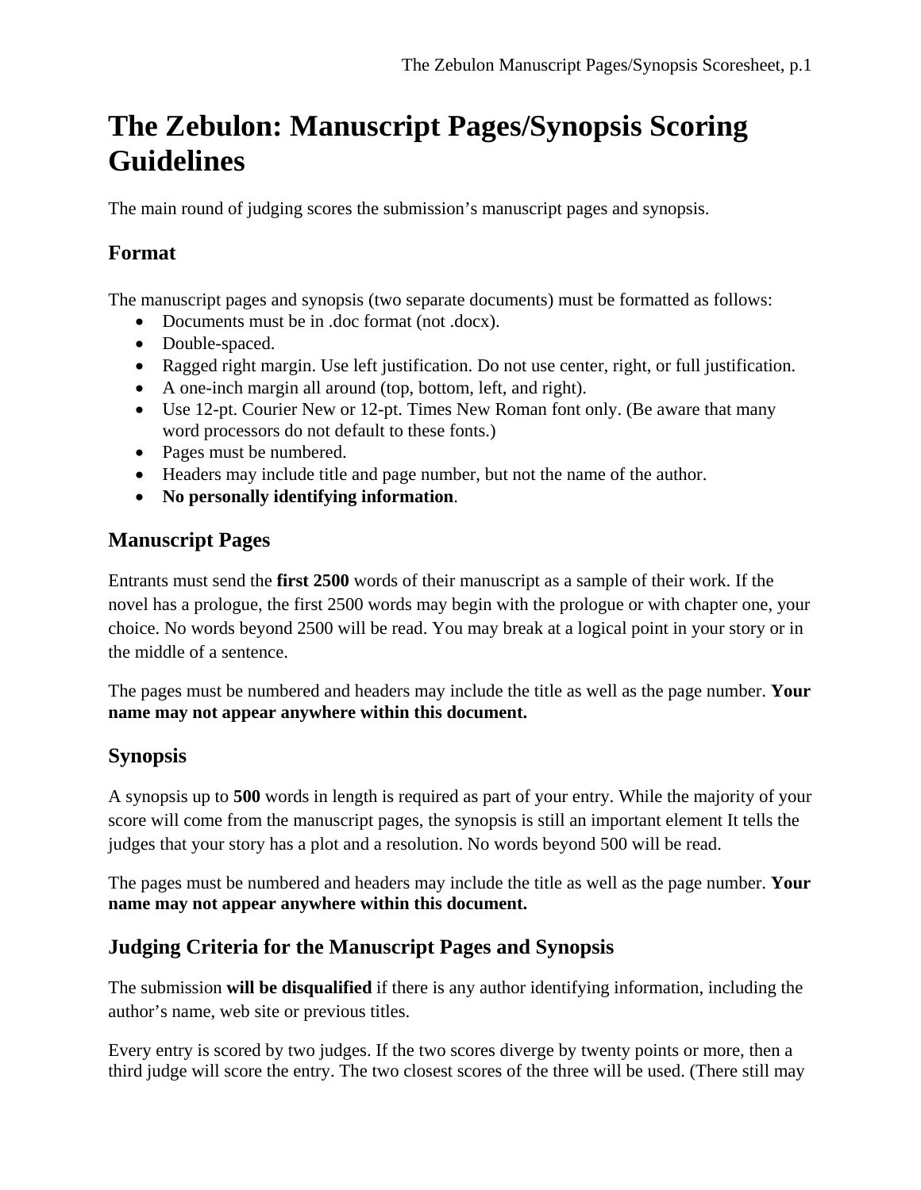# The Zebulon: Manuscript Pages/Synopsis Scoring Guidelines

The main round of judging scores the submission's manuscript pages and synopsis.

## Format

The manuscript pages and synopsis (two separate documents) must be formatted as follows:

- Documents must be in .doc format (not .docx).
- Double-spaced.
- Ragged right margin. Use left justification. Do not use center, right, or full justification.
- A one-inch margin all around (top, bottom, left, and right).
- Use 12-pt. Courier New or 12-pt. Times New Roman font only. (Be aware that many word processors do not default to these fonts.)
- Pages must be numbered.
- Headers may include title and page number, but not the name of the author.
- **No personally identifying information**.

## Manuscript Pages

Entrants must send the **first 2500** words of their manuscript as a sample of their work. If the novel has a prologue, the first 2500 words may begin with the prologue or with chapter one, your choice. No words beyond 2500 will be read. You may break at a logical point in your story or in the middle of a sentence.

The pages must be numbered and headers may include the title as well as the page number. **Your name may not appear anywhere within this document.**

## Synopsis

A synopsis up to **500** words in length is required as part of your entry. While the majority of your score will come from the manuscript pages, the synopsis is still an important element It tells the judges that your story has a plot and a resolution. No words beyond 500 will be read.

The pages must be numbered and headers may include the title as well as the page number. **Your name may not appear anywhere within this document.**

## Judging Criteria for the Manuscript Pages and Synopsis

The submission **will be disqualified** if there is any author identifying information, including the author's name, web site or previous titles.

Every entry is scored by two judges. If the two scores diverge by twenty points or more, then a third judge will score the entry. The two closest scores of the three will be used. (There still may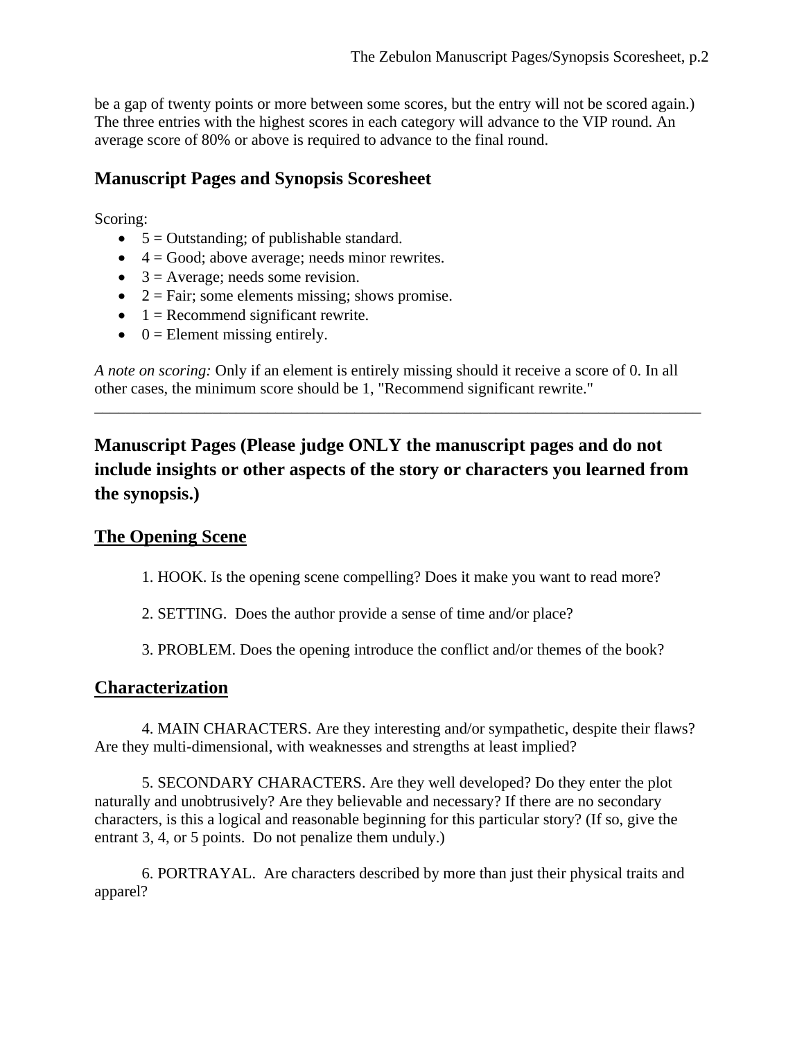be a gap of twenty points or more between some scores, but the entry will not be scored again.) The three entries with the highest scores in each category will advance to the VIP round. An average score of 80% or above is required to advance to the final round.

## Manuscript Pages and Synopsis Scoresheet

Scoring:

- 5 = Outstanding; of publishable standard.
- 4 = Good; above average; needs minor rewrites.
- 3 = Average; needs some revision.
- 2 = Fair; some elements missing; shows promise.
- 1 = Recommend significant rewrite.
- 0 = Element missing entirely.

*A note on scoring:* Only if an element is entirely missing should it receive a score of 0. In all other cases, the minimum score should be 1, "Recommend significant rewrite."

---

## Manuscript Pages (Please judge ONLY the manuscript pages and do not include insights or other aspects of the story or characters you learned from the synopsis.)

### The Opening Scene

1. HOOK. Is the opening scene compelling? Does it make you want to read more?

2. SETTING. Does the author provide a sense of time and/or place?

3. PROBLEM. Does the opening introduce the conflict and/or themes of the book?

### Characterization

4. MAIN CHARACTERS. Are they interesting and/or sympathetic, despite their flaws? Are they multi-dimensional, with weaknesses and strengths at least implied?

5. SECONDARY CHARACTERS. Are they well developed? Do they enter the plot naturally and unobtrusively? Are they believable and necessary? If there are no secondary characters, is this a logical and reasonable beginning for this particular story? (If so, give the entrant 3, 4, or 5 points. Do not penalize them unduly.)

6. PORTRAYAL. Are characters described by more than just their physical traits and apparel?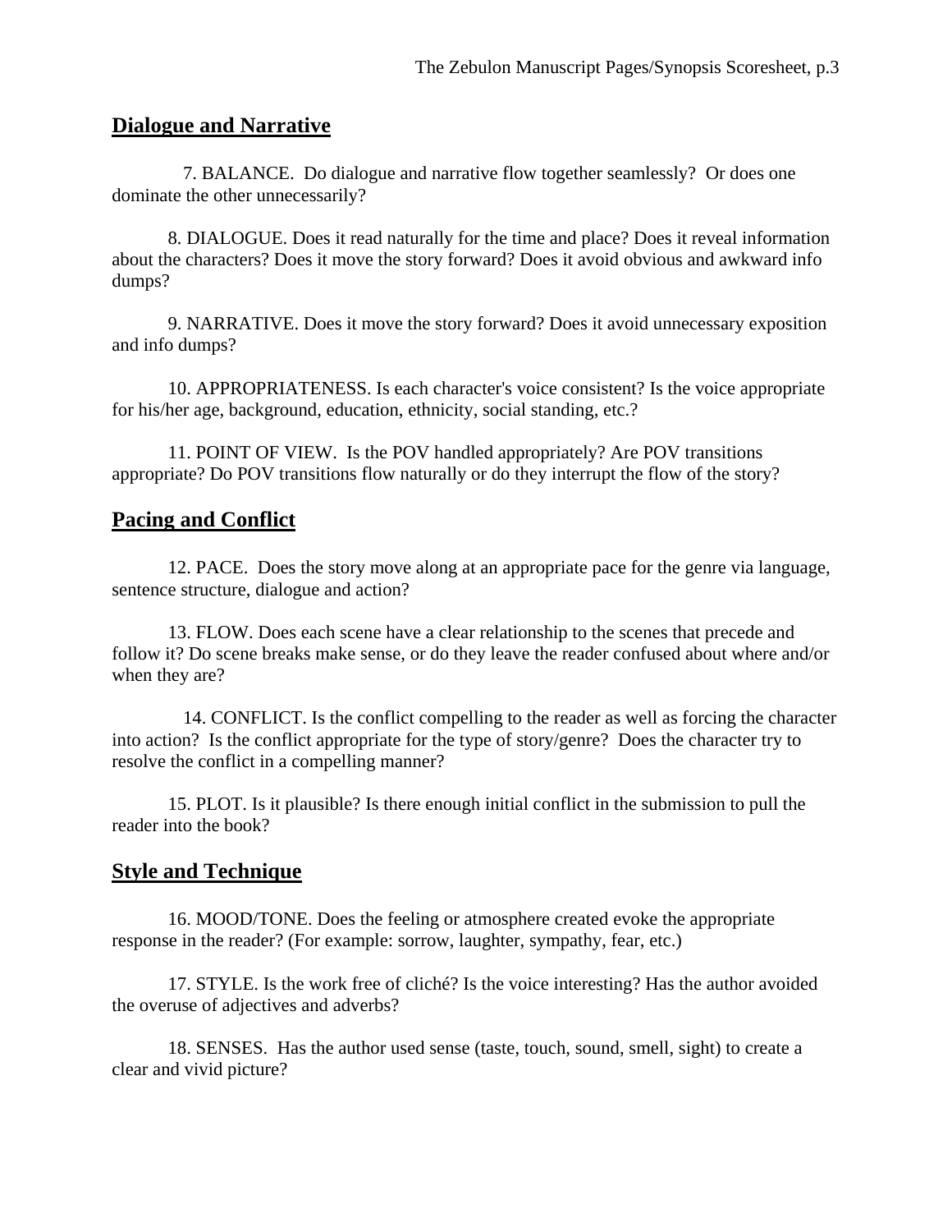## Dialogue and Narrative

7. BALANCE. Do dialogue and narrative flow together seamlessly? Or does one dominate the other unnecessarily?

8. DIALOGUE. Does it read naturally for the time and place? Does it reveal information about the characters? Does it move the story forward? Does it avoid obvious and awkward info dumps?

9. NARRATIVE. Does it move the story forward? Does it avoid unnecessary exposition and info dumps?

10. APPROPRIATENESS. Is each character's voice consistent? Is the voice appropriate for his/her age, background, education, ethnicity, social standing, etc.?

11. POINT OF VIEW. Is the POV handled appropriately? Are POV transitions appropriate? Do POV transitions flow naturally or do they interrupt the flow of the story?

## Pacing and Conflict

12. PACE. Does the story move along at an appropriate pace for the genre via language, sentence structure, dialogue and action?

13. FLOW. Does each scene have a clear relationship to the scenes that precede and follow it? Do scene breaks make sense, or do they leave the reader confused about where and/or when they are?

14. CONFLICT. Is the conflict compelling to the reader as well as forcing the character into action? Is the conflict appropriate for the type of story/genre? Does the character try to resolve the conflict in a compelling manner?

15. PLOT. Is it plausible? Is there enough initial conflict in the submission to pull the reader into the book?

## Style and Technique

16. MOOD/TONE. Does the feeling or atmosphere created evoke the appropriate response in the reader? (For example: sorrow, laughter, sympathy, fear, etc.)

17. STYLE. Is the work free of cliché? Is the voice interesting? Has the author avoided the overuse of adjectives and adverbs?

18. SENSES. Has the author used sense (taste, touch, sound, smell, sight) to create a clear and vivid picture?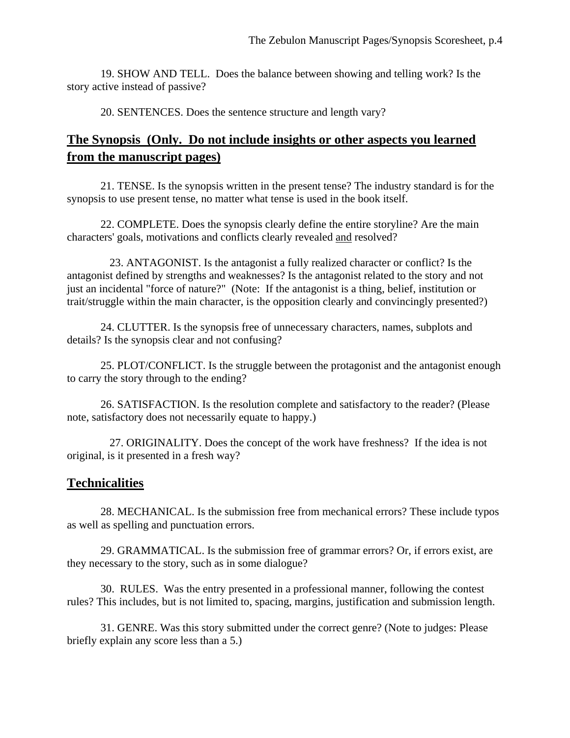19. SHOW AND TELL. Does the balance between showing and telling work? Is the story active instead of passive?

20. SENTENCES. Does the sentence structure and length vary?

## The Synopsis (Only. Do not include insights or other aspects you learned from the manuscript pages)

21. TENSE. Is the synopsis written in the present tense? The industry standard is for the synopsis to use present tense, no matter what tense is used in the book itself.

22. COMPLETE. Does the synopsis clearly define the entire storyline? Are the main characters' goals, motivations and conflicts clearly revealed <u>and</u> resolved?

23. ANTAGONIST. Is the antagonist a fully realized character or conflict? Is the antagonist defined by strengths and weaknesses? Is the antagonist related to the story and not just an incidental "force of nature?" (Note: If the antagonist is a thing, belief, institution or trait/struggle within the main character, is the opposition clearly and convincingly presented?)

24. CLUTTER. Is the synopsis free of unnecessary characters, names, subplots and details? Is the synopsis clear and not confusing?

25. PLOT/CONFLICT. Is the struggle between the protagonist and the antagonist enough to carry the story through to the ending?

26. SATISFACTION. Is the resolution complete and satisfactory to the reader? (Please note, satisfactory does not necessarily equate to happy.)

27. ORIGINALITY. Does the concept of the work have freshness? If the idea is not original, is it presented in a fresh way?

## Technicalities

28. MECHANICAL. Is the submission free from mechanical errors? These include typos as well as spelling and punctuation errors.

29. GRAMMATICAL. Is the submission free of grammar errors? Or, if errors exist, are they necessary to the story, such as in some dialogue?

30. RULES. Was the entry presented in a professional manner, following the contest rules? This includes, but is not limited to, spacing, margins, justification and submission length.

31. GENRE. Was this story submitted under the correct genre? (Note to judges: Please briefly explain any score less than a 5.)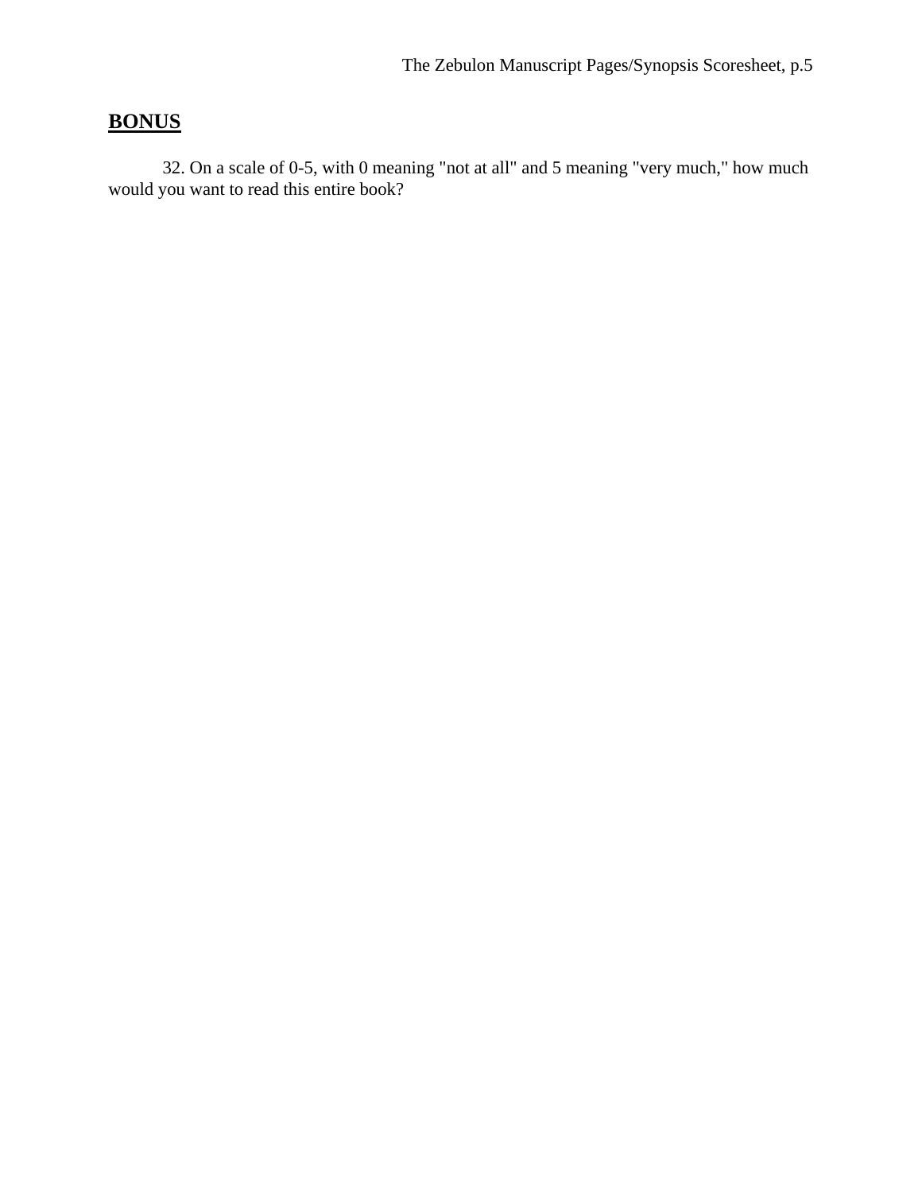## **BONUS**

32. On a scale of 0-5, with 0 meaning "not at all" and 5 meaning "very much," how much would you want to read this entire book?